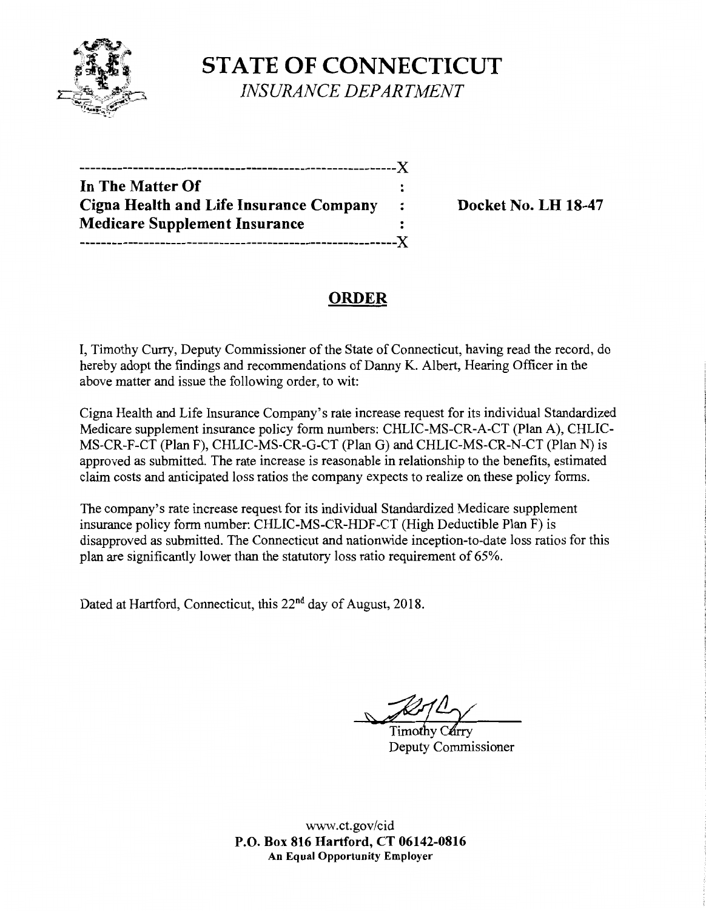# STATE OF CONNECTICUT

*INSURANCE DEPARTMENT*

---

| | | |
|---|---|---|
| **In The Matter Of** | : | |
| **Cigna Health and Life Insurance Company** | : | **Docket No. LH 18-47** |
| **Medicare Supplement Insurance** | : | |

---

## ORDER

I, Timothy Curry, Deputy Commissioner of the State of Connecticut, having read the record, do hereby adopt the findings and recommendations of Danny K. Albert, Hearing Officer in the above matter and issue the following order, to wit:

Cigna Health and Life Insurance Company's rate increase request for its individual Standardized Medicare supplement insurance policy form numbers: CHLIC-MS-CR-A-CT (Plan A), CHLIC-MS-CR-F-CT (Plan F), CHLIC-MS-CR-G-CT (Plan G) and CHLIC-MS-CR-N-CT (Plan N) is approved as submitted. The rate increase is reasonable in relationship to the benefits, estimated claim costs and anticipated loss ratios the company expects to realize on these policy forms.

The company's rate increase request for its individual Standardized Medicare supplement insurance policy form number: CHLIC-MS-CR-HDF-CT (High Deductible Plan F) is disapproved as submitted. The Connecticut and nationwide inception-to-date loss ratios for this plan are significantly lower than the statutory loss ratio requirement of 65%.

Dated at Hartford, Connecticut, this 22nd day of August, 2018.

Timothy Curry
Deputy Commissioner

www.ct.gov/cid
**P.O. Box 816 Hartford, CT 06142-0816**
**An Equal Opportunity Employer**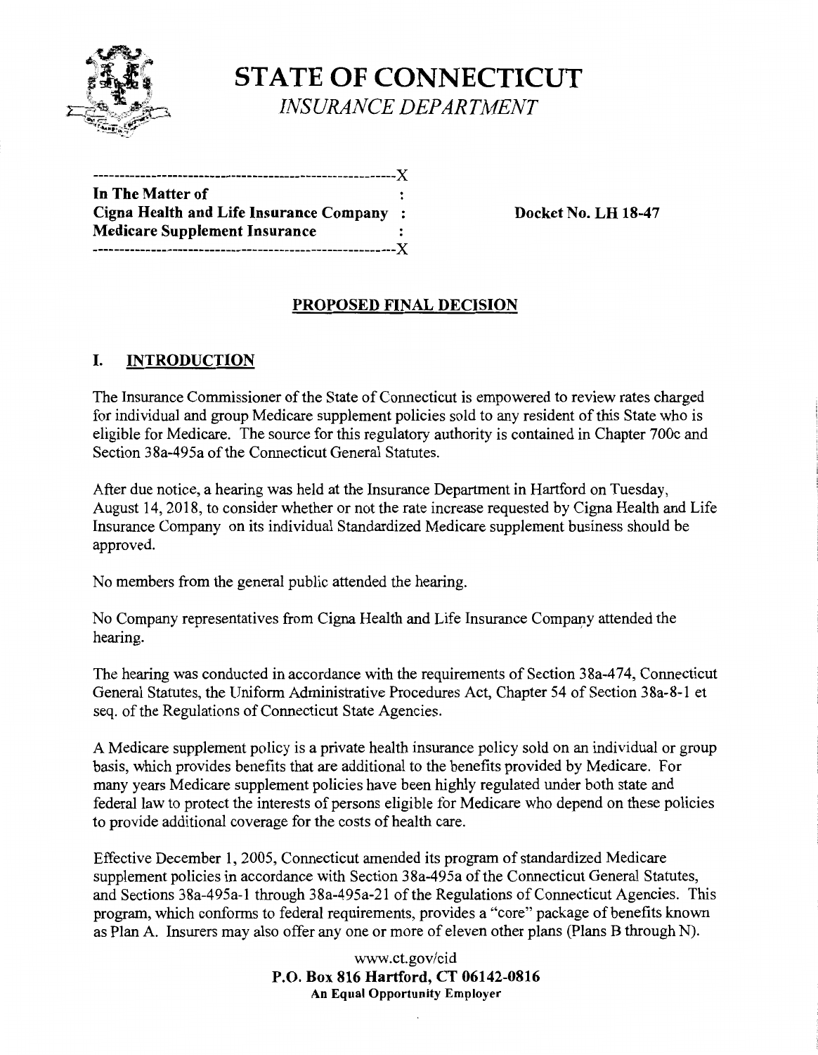# STATE OF CONNECTICUT

*INSURANCE DEPARTMENT*

```
---------------------------------------------------------X
In The Matter of                                        :
Cigna Health and Life Insurance Company                 :
Medicare Supplement Insurance                           :
---------------------------------------------------------X
```

**In The Matter of**
**Cigna Health and Life Insurance Company**
**Medicare Supplement Insurance**

**Docket No. LH 18-47**

## PROPOSED FINAL DECISION

## I. INTRODUCTION

The Insurance Commissioner of the State of Connecticut is empowered to review rates charged for individual and group Medicare supplement policies sold to any resident of this State who is eligible for Medicare. The source for this regulatory authority is contained in Chapter 700c and Section 38a-495a of the Connecticut General Statutes.

After due notice, a hearing was held at the Insurance Department in Hartford on Tuesday, August 14, 2018, to consider whether or not the rate increase requested by Cigna Health and Life Insurance Company on its individual Standardized Medicare supplement business should be approved.

No members from the general public attended the hearing.

No Company representatives from Cigna Health and Life Insurance Company attended the hearing.

The hearing was conducted in accordance with the requirements of Section 38a-474, Connecticut General Statutes, the Uniform Administrative Procedures Act, Chapter 54 of Section 38a-8-1 et seq. of the Regulations of Connecticut State Agencies.

A Medicare supplement policy is a private health insurance policy sold on an individual or group basis, which provides benefits that are additional to the benefits provided by Medicare. For many years Medicare supplement policies have been highly regulated under both state and federal law to protect the interests of persons eligible for Medicare who depend on these policies to provide additional coverage for the costs of health care.

Effective December 1, 2005, Connecticut amended its program of standardized Medicare supplement policies in accordance with Section 38a-495a of the Connecticut General Statutes, and Sections 38a-495a-1 through 38a-495a-21 of the Regulations of Connecticut Agencies. This program, which conforms to federal requirements, provides a "core" package of benefits known as Plan A. Insurers may also offer any one or more of eleven other plans (Plans B through N).

www.ct.gov/cid
**P.O. Box 816 Hartford, CT 06142-0816**
**An Equal Opportunity Employer**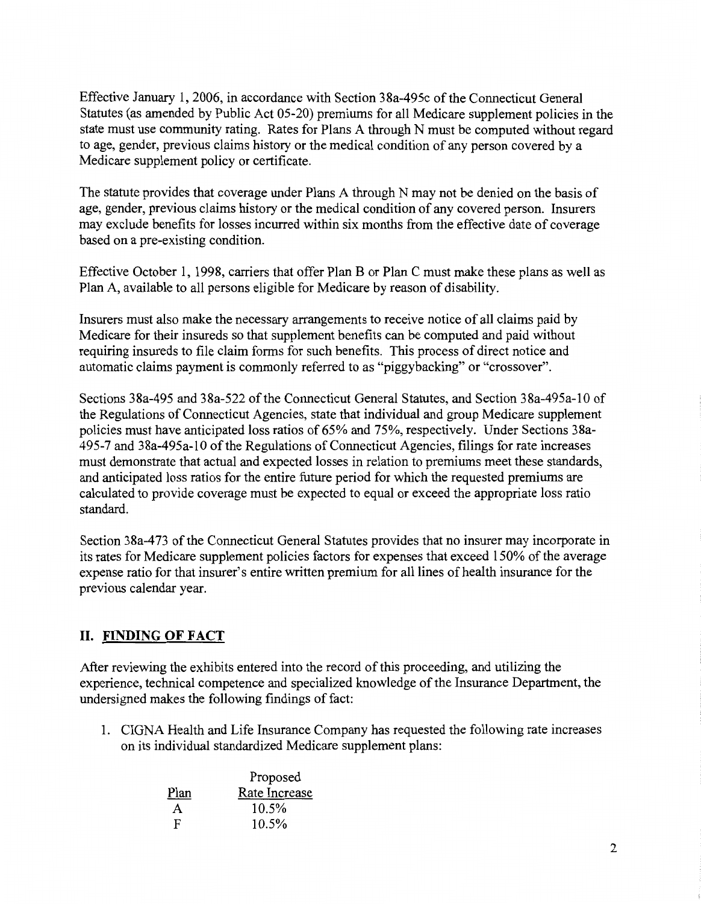Effective January 1, 2006, in accordance with Section 38a-495c of the Connecticut General Statutes (as amended by Public Act 05-20) premiums for all Medicare supplement policies in the state must use community rating. Rates for Plans A through N must be computed without regard to age, gender, previous claims history or the medical condition of any person covered by a Medicare supplement policy or certificate.

The statute provides that coverage under Plans A through N may not be denied on the basis of age, gender, previous claims history or the medical condition of any covered person. Insurers may exclude benefits for losses incurred within six months from the effective date of coverage based on a pre-existing condition.

Effective October 1, 1998, carriers that offer Plan B or Plan C must make these plans as well as Plan A, available to all persons eligible for Medicare by reason of disability.

Insurers must also make the necessary arrangements to receive notice of all claims paid by Medicare for their insureds so that supplement benefits can be computed and paid without requiring insureds to file claim forms for such benefits. This process of direct notice and automatic claims payment is commonly referred to as "piggybacking" or "crossover".

Sections 38a-495 and 38a-522 of the Connecticut General Statutes, and Section 38a-495a-10 of the Regulations of Connecticut Agencies, state that individual and group Medicare supplement policies must have anticipated loss ratios of 65% and 75%, respectively. Under Sections 38a-495-7 and 38a-495a-10 of the Regulations of Connecticut Agencies, filings for rate increases must demonstrate that actual and expected losses in relation to premiums meet these standards, and anticipated loss ratios for the entire future period for which the requested premiums are calculated to provide coverage must be expected to equal or exceed the appropriate loss ratio standard.

Section 38a-473 of the Connecticut General Statutes provides that no insurer may incorporate in its rates for Medicare supplement policies factors for expenses that exceed 150% of the average expense ratio for that insurer's entire written premium for all lines of health insurance for the previous calendar year.

## II. FINDING OF FACT

After reviewing the exhibits entered into the record of this proceeding, and utilizing the experience, technical competence and specialized knowledge of the Insurance Department, the undersigned makes the following findings of fact:

1. CIGNA Health and Life Insurance Company has requested the following rate increases on its individual standardized Medicare supplement plans:

| Plan | Proposed Rate Increase |
|---|---|
| A | 10.5% |
| F | 10.5% |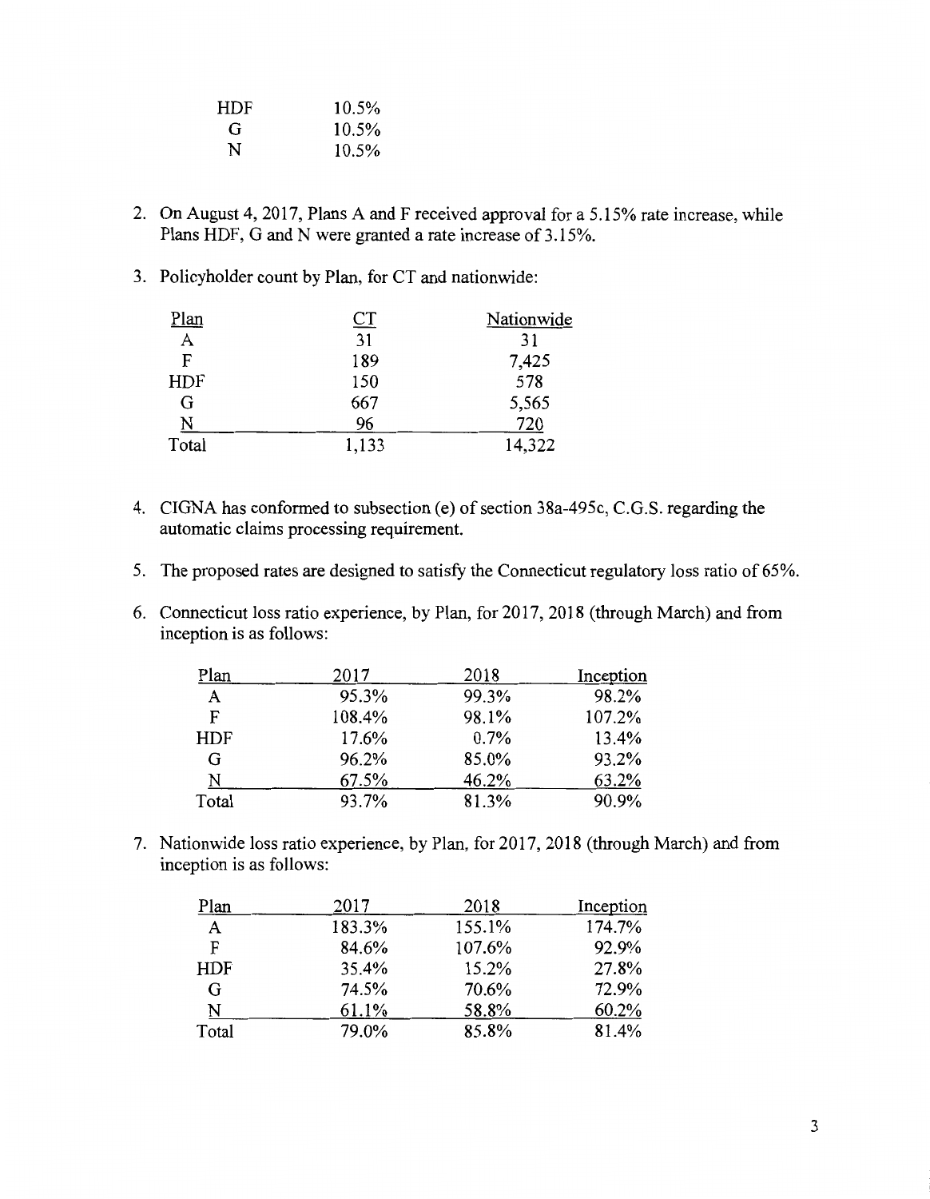| | |
|---|---|
| HDF | 10.5% |
| G | 10.5% |
| N | 10.5% |

2. On August 4, 2017, Plans A and F received approval for a 5.15% rate increase, while Plans HDF, G and N were granted a rate increase of 3.15%.

3. Policyholder count by Plan, for CT and nationwide:

| Plan | CT | Nationwide |
|---|---|---|
| A | 31 | 31 |
| F | 189 | 7,425 |
| HDF | 150 | 578 |
| G | 667 | 5,565 |
| N | 96 | 720 |
| Total | 1,133 | 14,322 |

4. CIGNA has conformed to subsection (e) of section 38a-495c, C.G.S. regarding the automatic claims processing requirement.

5. The proposed rates are designed to satisfy the Connecticut regulatory loss ratio of 65%.

6. Connecticut loss ratio experience, by Plan, for 2017, 2018 (through March) and from inception is as follows:

| Plan | 2017 | 2018 | Inception |
|---|---|---|---|
| A | 95.3% | 99.3% | 98.2% |
| F | 108.4% | 98.1% | 107.2% |
| HDF | 17.6% | 0.7% | 13.4% |
| G | 96.2% | 85.0% | 93.2% |
| N | 67.5% | 46.2% | 63.2% |
| Total | 93.7% | 81.3% | 90.9% |

7. Nationwide loss ratio experience, by Plan, for 2017, 2018 (through March) and from inception is as follows:

| Plan | 2017 | 2018 | Inception |
|---|---|---|---|
| A | 183.3% | 155.1% | 174.7% |
| F | 84.6% | 107.6% | 92.9% |
| HDF | 35.4% | 15.2% | 27.8% |
| G | 74.5% | 70.6% | 72.9% |
| N | 61.1% | 58.8% | 60.2% |
| Total | 79.0% | 85.8% | 81.4% |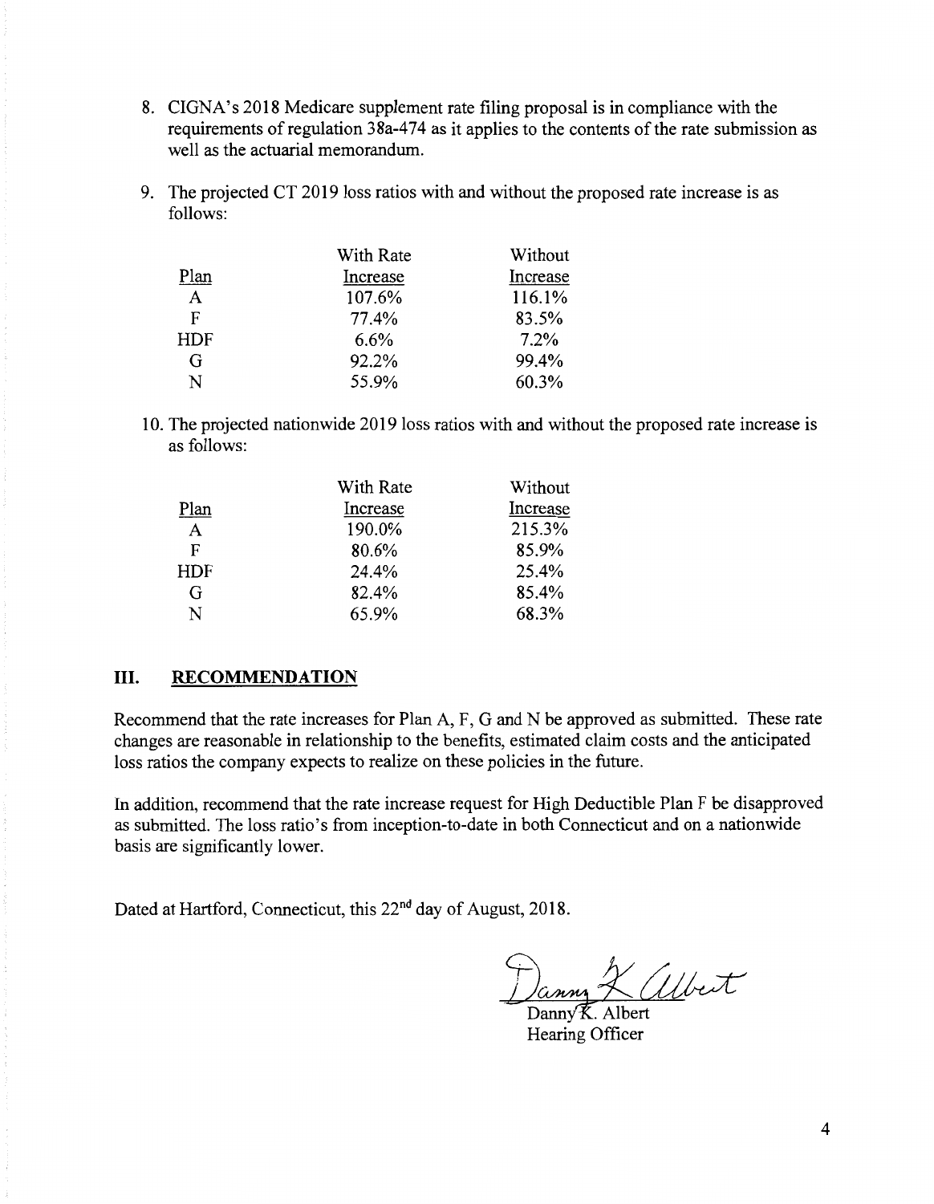8. CIGNA's 2018 Medicare supplement rate filing proposal is in compliance with the requirements of regulation 38a-474 as it applies to the contents of the rate submission as well as the actuarial memorandum.

9. The projected CT 2019 loss ratios with and without the proposed rate increase is as follows:

| Plan | With Rate Increase | Without Increase |
|---|---|---|
| A | 107.6% | 116.1% |
| F | 77.4% | 83.5% |
| HDF | 6.6% | 7.2% |
| G | 92.2% | 99.4% |
| N | 55.9% | 60.3% |

10. The projected nationwide 2019 loss ratios with and without the proposed rate increase is as follows:

| Plan | With Rate Increase | Without Increase |
|---|---|---|
| A | 190.0% | 215.3% |
| F | 80.6% | 85.9% |
| HDF | 24.4% | 25.4% |
| G | 82.4% | 85.4% |
| N | 65.9% | 68.3% |

## III. RECOMMENDATION

Recommend that the rate increases for Plan A, F, G and N be approved as submitted. These rate changes are reasonable in relationship to the benefits, estimated claim costs and the anticipated loss ratios the company expects to realize on these policies in the future.

In addition, recommend that the rate increase request for High Deductible Plan F be disapproved as submitted. The loss ratio's from inception-to-date in both Connecticut and on a nationwide basis are significantly lower.

Dated at Hartford, Connecticut, this 22nd day of August, 2018.

Danny K. Albert
Hearing Officer